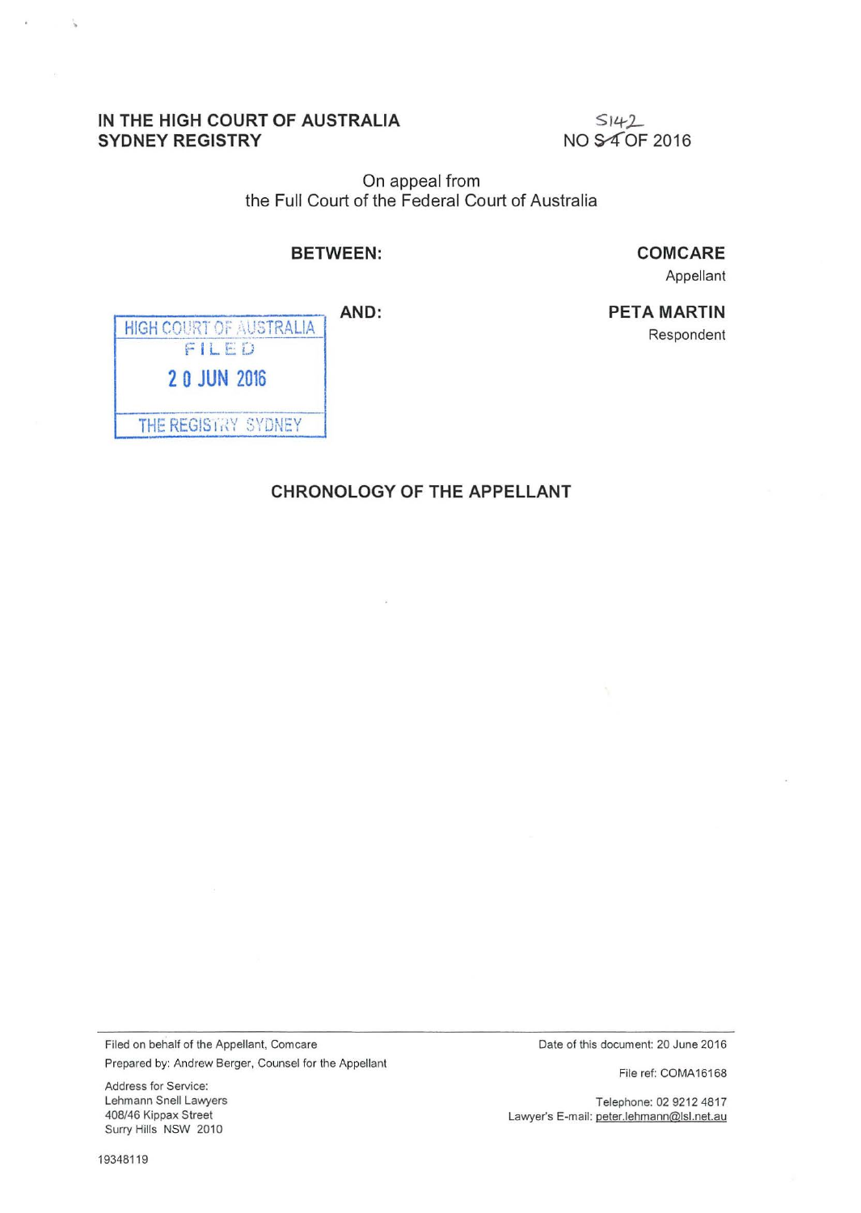**IN THE HIGH COURT OF AUSTRALIA**
**SYDNEY REGISTRY**

NO ~~S4~~ S142 OF 2016

On appeal from
the Full Court of the Federal Court of Australia

**BETWEEN:**

**COMCARE**
Appellant

**AND:**

**PETA MARTIN**
Respondent

HIGH COURT OF AUSTRALIA
FILED
20 JUN 2016
THE REGISTRY SYDNEY

## CHRONOLOGY OF THE APPELLANT

---

Filed on behalf of the Appellant, Comcare
Prepared by: Andrew Berger, Counsel for the Appellant

Address for Service:
Lehmann Snell Lawyers
408/46 Kippax Street
Surry Hills NSW 2010

Date of this document: 20 June 2016

File ref: COMA16168

Telephone: 02 9212 4817
Lawyer's E-mail: peter.lehmann@lsl.net.au

19348119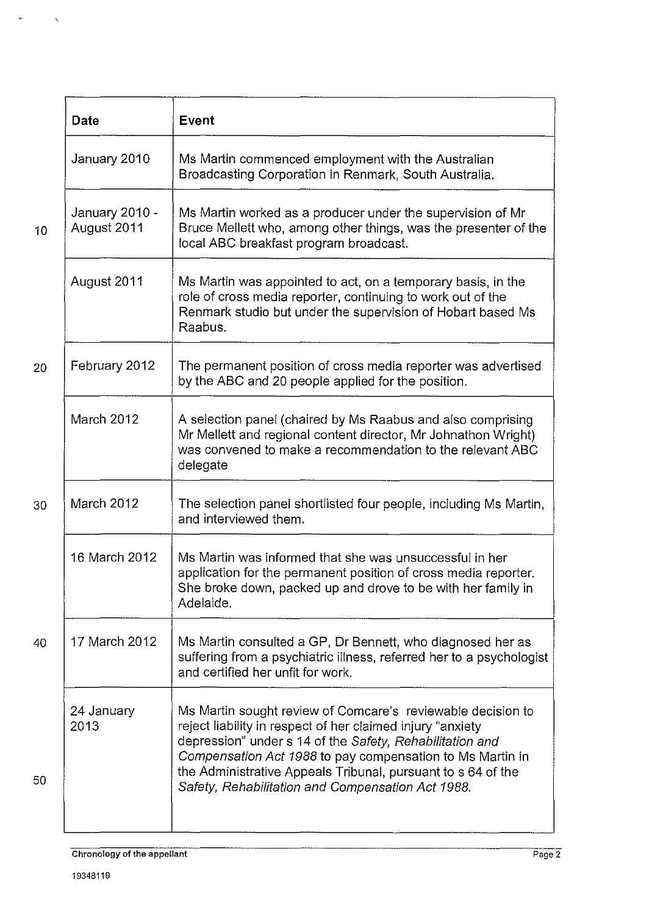| Date | Event |
| --- | --- |
| January 2010 | Ms Martin commenced employment with the Australian Broadcasting Corporation in Renmark, South Australia. |
| January 2010 - August 2011 | Ms Martin worked as a producer under the supervision of Mr Bruce Mellett who, among other things, was the presenter of the local ABC breakfast program broadcast. |
| August 2011 | Ms Martin was appointed to act, on a temporary basis, in the role of cross media reporter, continuing to work out of the Renmark studio but under the supervision of Hobart based Ms Raabus. |
| February 2012 | The permanent position of cross media reporter was advertised by the ABC and 20 people applied for the position. |
| March 2012 | A selection panel (chaired by Ms Raabus and also comprising Mr Mellett and regional content director, Mr Johnathon Wright) was convened to make a recommendation to the relevant ABC delegate |
| March 2012 | The selection panel shortlisted four people, including Ms Martin, and interviewed them. |
| 16 March 2012 | Ms Martin was informed that she was unsuccessful in her application for the permanent position of cross media reporter. She broke down, packed up and drove to be with her family in Adelaide. |
| 17 March 2012 | Ms Martin consulted a GP, Dr Bennett, who diagnosed her as suffering from a psychiatric illness, referred her to a psychologist and certified her unfit for work. |
| 24 January 2013 | Ms Martin sought review of Comcare's reviewable decision to reject liability in respect of her claimed injury "anxiety depression" under s 14 of the *Safety, Rehabilitation and Compensation Act 1988* to pay compensation to Ms Martin in the Administrative Appeals Tribunal, pursuant to s 64 of the *Safety, Rehabilitation and Compensation Act 1988.* |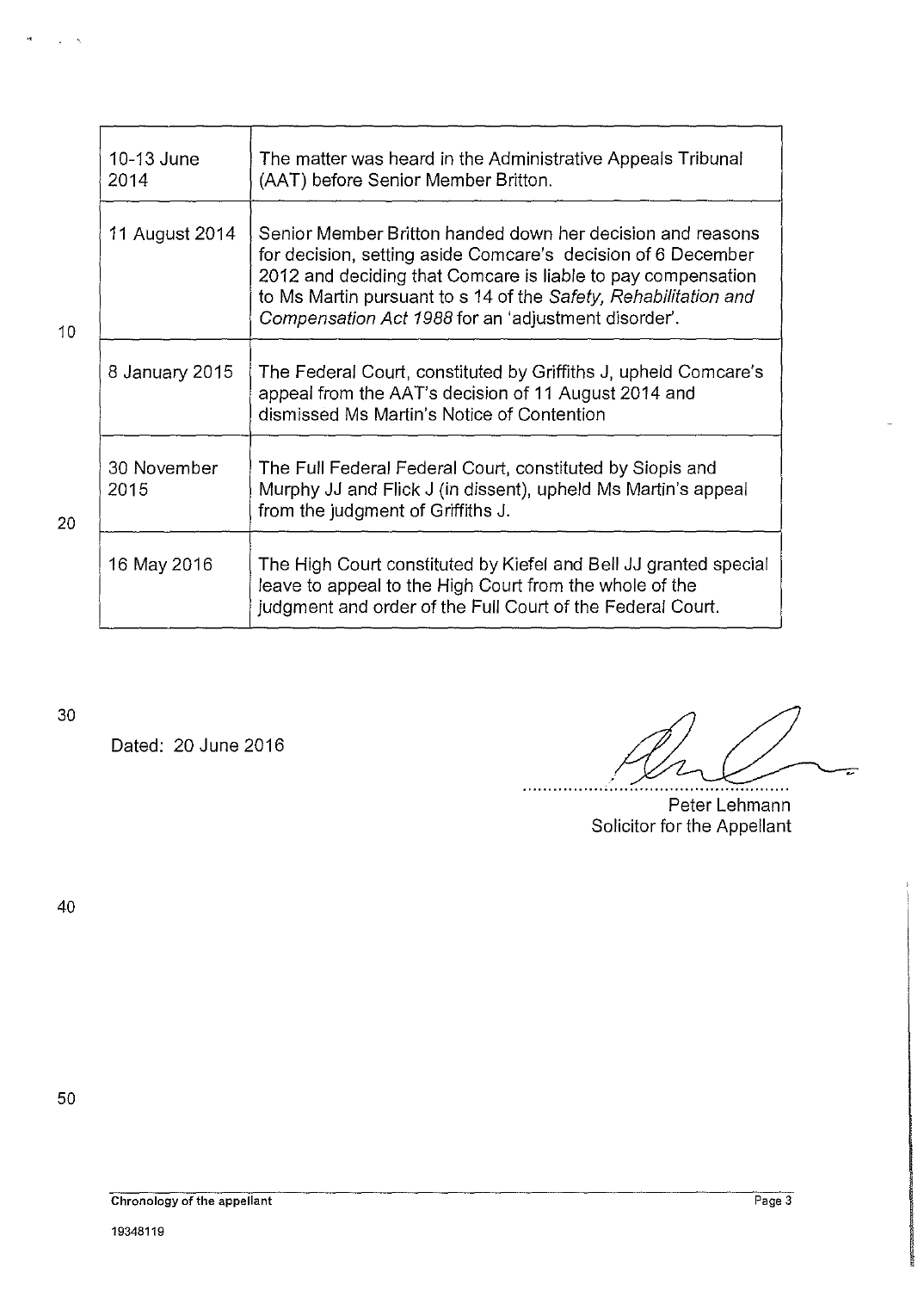| | |
|---|---|
| 10-13 June 2014 | The matter was heard in the Administrative Appeals Tribunal (AAT) before Senior Member Britton. |
| 11 August 2014 | Senior Member Britton handed down her decision and reasons for decision, setting aside Comcare's decision of 6 December 2012 and deciding that Comcare is liable to pay compensation to Ms Martin pursuant to s 14 of the *Safety, Rehabilitation and Compensation Act 1988* for an 'adjustment disorder'. |
| 8 January 2015 | The Federal Court, constituted by Griffiths J, upheld Comcare's appeal from the AAT's decision of 11 August 2014 and dismissed Ms Martin's Notice of Contention |
| 30 November 2015 | The Full Federal Federal Court, constituted by Siopis and Murphy JJ and Flick J (in dissent), upheld Ms Martin's appeal from the judgment of Griffiths J. |
| 16 May 2016 | The High Court constituted by Kiefel and Bell JJ granted special leave to appeal to the High Court from the whole of the judgment and order of the Full Court of the Federal Court. |

Dated: 20 June 2016

Peter Lehmann
Solicitor for the Appellant

Chronology of the appellant

19348119